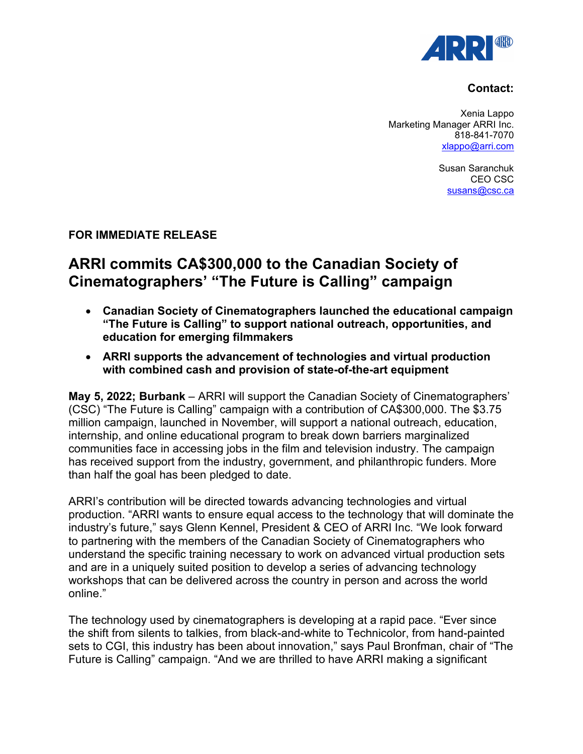**Contact:**

Xenia Lappo
Marketing Manager ARRI Inc.
818-841-7070
xlappo@arri.com

Susan Saranchuk
CEO CSC
susans@csc.ca

**FOR IMMEDIATE RELEASE**

# ARRI commits CA$300,000 to the Canadian Society of Cinematographers' "The Future is Calling" campaign

- **Canadian Society of Cinematographers launched the educational campaign "The Future is Calling" to support national outreach, opportunities, and education for emerging filmmakers**
- **ARRI supports the advancement of technologies and virtual production with combined cash and provision of state-of-the-art equipment**

**May 5, 2022; Burbank** – ARRI will support the Canadian Society of Cinematographers' (CSC) "The Future is Calling" campaign with a contribution of CA$300,000. The $3.75 million campaign, launched in November, will support a national outreach, education, internship, and online educational program to break down barriers marginalized communities face in accessing jobs in the film and television industry. The campaign has received support from the industry, government, and philanthropic funders. More than half the goal has been pledged to date.

ARRI's contribution will be directed towards advancing technologies and virtual production. "ARRI wants to ensure equal access to the technology that will dominate the industry's future," says Glenn Kennel, President & CEO of ARRI Inc. "We look forward to partnering with the members of the Canadian Society of Cinematographers who understand the specific training necessary to work on advanced virtual production sets and are in a uniquely suited position to develop a series of advancing technology workshops that can be delivered across the country in person and across the world online."

The technology used by cinematographers is developing at a rapid pace. "Ever since the shift from silents to talkies, from black-and-white to Technicolor, from hand-painted sets to CGI, this industry has been about innovation," says Paul Bronfman, chair of "The Future is Calling" campaign. "And we are thrilled to have ARRI making a significant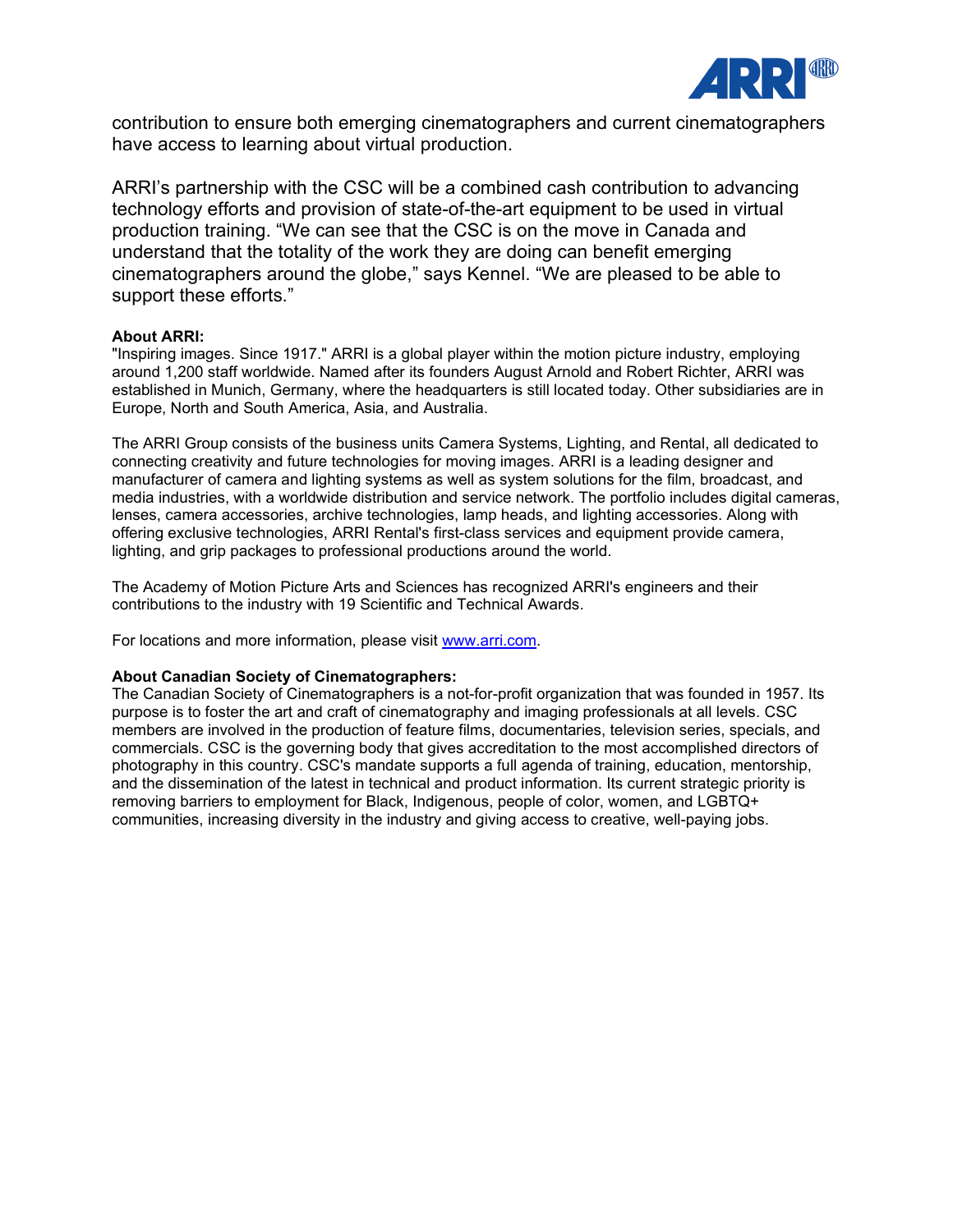contribution to ensure both emerging cinematographers and current cinematographers have access to learning about virtual production.

ARRI's partnership with the CSC will be a combined cash contribution to advancing technology efforts and provision of state-of-the-art equipment to be used in virtual production training. "We can see that the CSC is on the move in Canada and understand that the totality of the work they are doing can benefit emerging cinematographers around the globe," says Kennel. "We are pleased to be able to support these efforts."

**About ARRI:**

"Inspiring images. Since 1917." ARRI is a global player within the motion picture industry, employing around 1,200 staff worldwide. Named after its founders August Arnold and Robert Richter, ARRI was established in Munich, Germany, where the headquarters is still located today. Other subsidiaries are in Europe, North and South America, Asia, and Australia.

The ARRI Group consists of the business units Camera Systems, Lighting, and Rental, all dedicated to connecting creativity and future technologies for moving images. ARRI is a leading designer and manufacturer of camera and lighting systems as well as system solutions for the film, broadcast, and media industries, with a worldwide distribution and service network. The portfolio includes digital cameras, lenses, camera accessories, archive technologies, lamp heads, and lighting accessories. Along with offering exclusive technologies, ARRI Rental's first-class services and equipment provide camera, lighting, and grip packages to professional productions around the world.

The Academy of Motion Picture Arts and Sciences has recognized ARRI's engineers and their contributions to the industry with 19 Scientific and Technical Awards.

For locations and more information, please visit [www.arri.com](http://www.arri.com).

**About Canadian Society of Cinematographers:**

The Canadian Society of Cinematographers is a not-for-profit organization that was founded in 1957. Its purpose is to foster the art and craft of cinematography and imaging professionals at all levels. CSC members are involved in the production of feature films, documentaries, television series, specials, and commercials. CSC is the governing body that gives accreditation to the most accomplished directors of photography in this country. CSC's mandate supports a full agenda of training, education, mentorship, and the dissemination of the latest in technical and product information. Its current strategic priority is removing barriers to employment for Black, Indigenous, people of color, women, and LGBTQ+ communities, increasing diversity in the industry and giving access to creative, well-paying jobs.